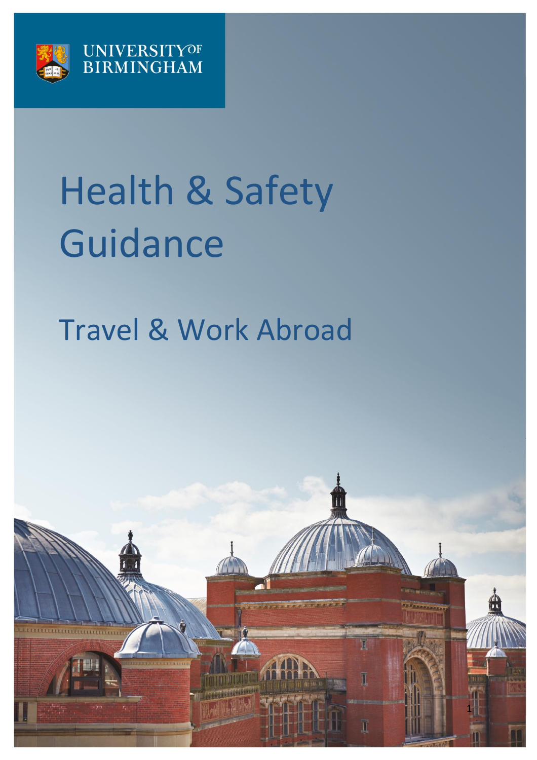UNIVERSITY OF BIRMINGHAM

# Health & Safety Guidance

## Travel & Work Abroad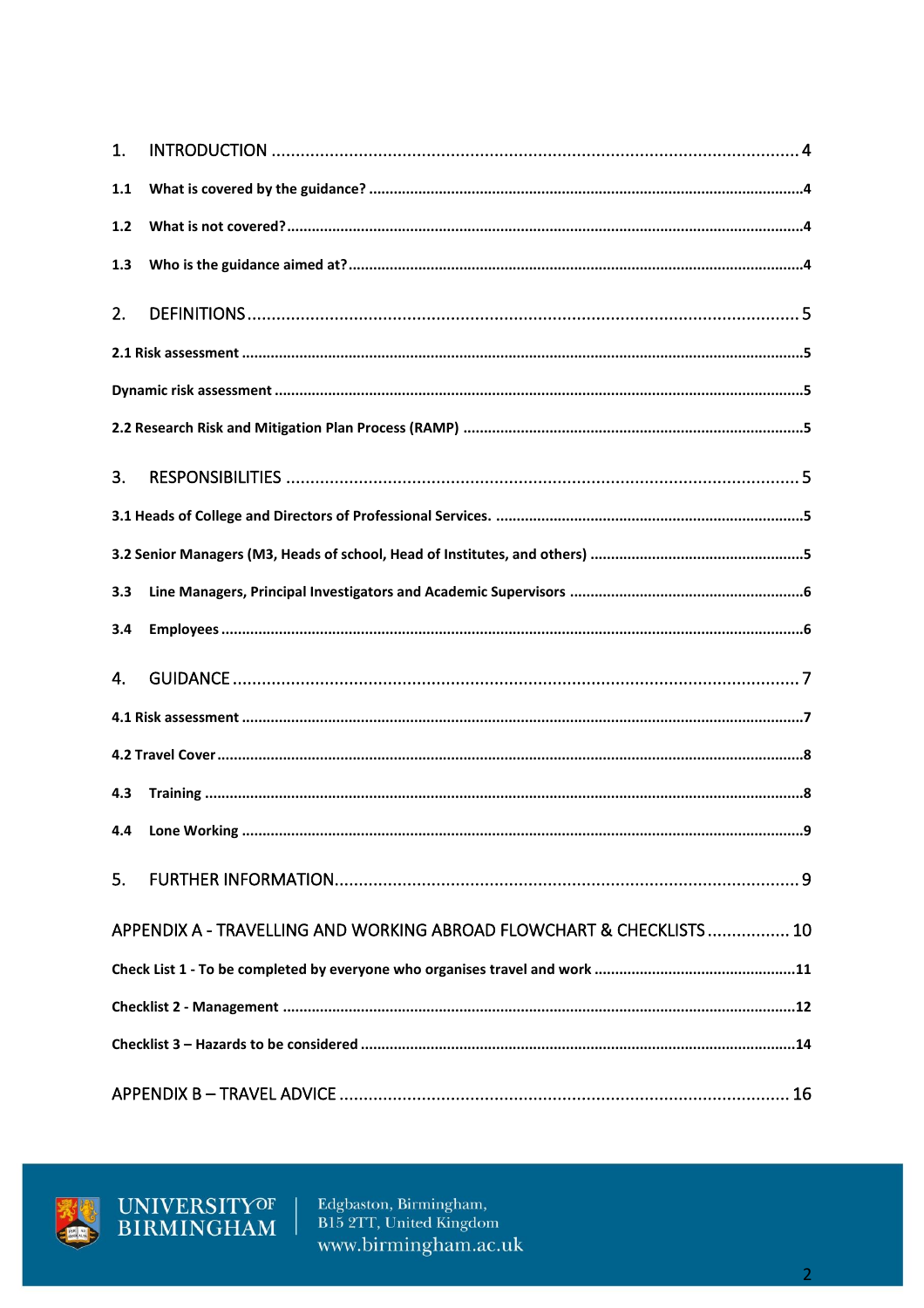1. INTRODUCTION ........................................................................................................ 4

**1.1 What is covered by the guidance?** ........................................................................................ 4

**1.2 What is not covered?** ........................................................................................................ 4

**1.3 Who is the guidance aimed at?** ........................................................................................... 4

2. DEFINITIONS ........................................................................................................ 5

**2.1 Risk assessment** ........................................................................................................ 5

**Dynamic risk assessment** ........................................................................................................ 5

**2.2 Research Risk and Mitigation Plan Process (RAMP)** .................................................................. 5

3. RESPONSIBILITIES ........................................................................................................ 5

**3.1 Heads of College and Directors of Professional Services.** ........................................................... 5

**3.2 Senior Managers (M3, Heads of school, Head of Institutes, and others)** ......................................... 5

**3.3 Line Managers, Principal Investigators and Academic Supervisors** ............................................ 6

**3.4 Employees** ........................................................................................................ 6

4. GUIDANCE ........................................................................................................ 7

**4.1 Risk assessment** ........................................................................................................ 7

**4.2 Travel Cover** ........................................................................................................ 8

**4.3 Training** ........................................................................................................ 8

**4.4 Lone Working** ........................................................................................................ 9

5. FURTHER INFORMATION ........................................................................................................ 9

APPENDIX A - TRAVELLING AND WORKING ABROAD FLOWCHART & CHECKLISTS ................. 10

**Check List 1 - To be completed by everyone who organises travel and work** .................................... 11

**Checklist 2 - Management** ........................................................................................................ 12

**Checklist 3 – Hazards to be considered** ........................................................................................ 14

APPENDIX B – TRAVEL ADVICE ........................................................................................................ 16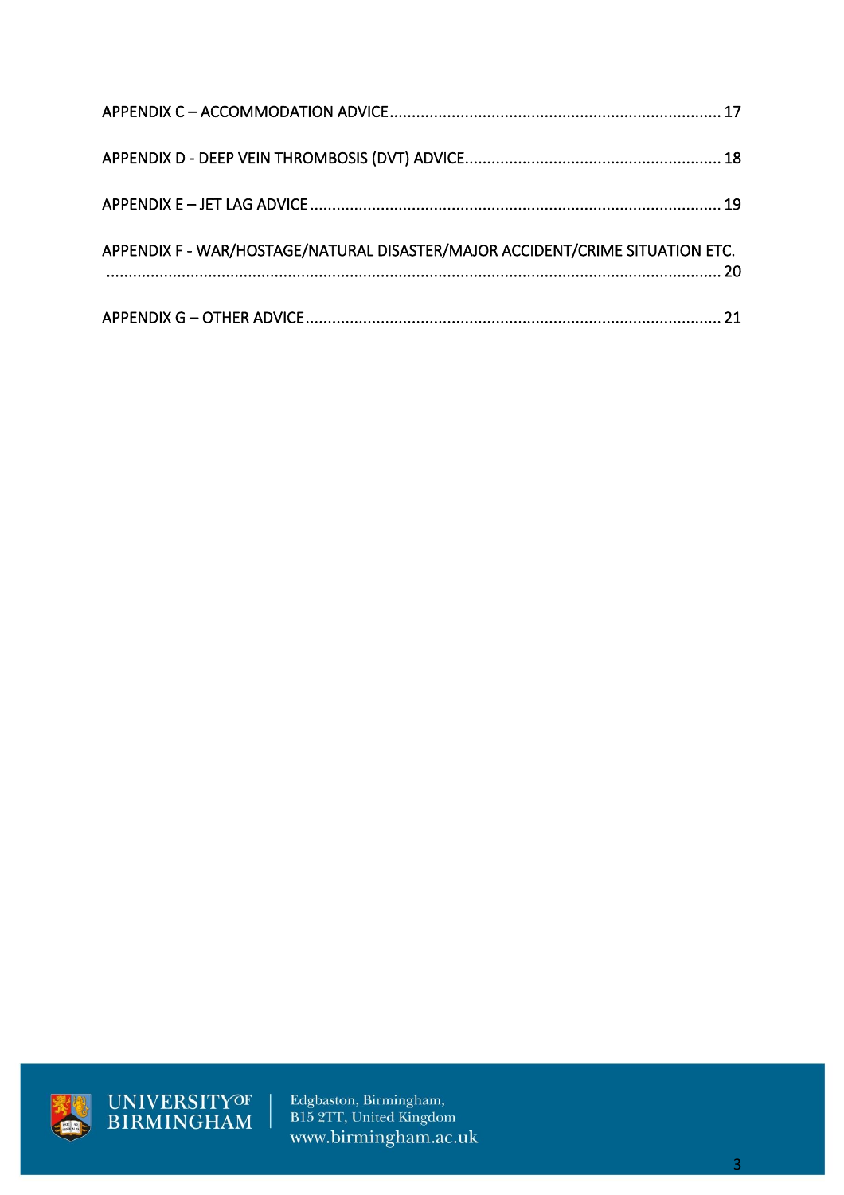APPENDIX C – ACCOMMODATION ADVICE .......................................................................... 17

APPENDIX D - DEEP VEIN THROMBOSIS (DVT) ADVICE ......................................................... 18

APPENDIX E – JET LAG ADVICE ............................................................................................ 19

APPENDIX F - WAR/HOSTAGE/NATURAL DISASTER/MAJOR ACCIDENT/CRIME SITUATION ETC. ........................................................................................................................................ 20

APPENDIX G – OTHER ADVICE ............................................................................................. 21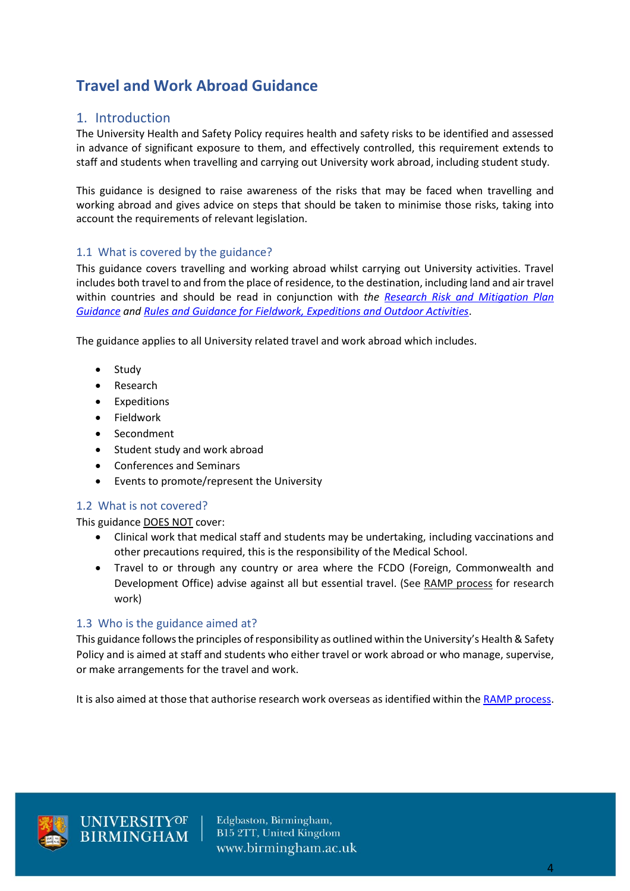# Travel and Work Abroad Guidance

## 1. Introduction

The University Health and Safety Policy requires health and safety risks to be identified and assessed in advance of significant exposure to them, and effectively controlled, this requirement extends to staff and students when travelling and carrying out University work abroad, including student study.

This guidance is designed to raise awareness of the risks that may be faced when travelling and working abroad and gives advice on steps that should be taken to minimise those risks, taking into account the requirements of relevant legislation.

### 1.1 What is covered by the guidance?

This guidance covers travelling and working abroad whilst carrying out University activities. Travel includes both travel to and from the place of residence, to the destination, including land and air travel within countries and should be read in conjunction with *the Research Risk and Mitigation Plan Guidance and Rules and Guidance for Fieldwork, Expeditions and Outdoor Activities*.

The guidance applies to all University related travel and work abroad which includes.

- Study
- Research
- Expeditions
- Fieldwork
- Secondment
- Student study and work abroad
- Conferences and Seminars
- Events to promote/represent the University

### 1.2 What is not covered?

This guidance DOES NOT cover:

- Clinical work that medical staff and students may be undertaking, including vaccinations and other precautions required, this is the responsibility of the Medical School.
- Travel to or through any country or area where the FCDO (Foreign, Commonwealth and Development Office) advise against all but essential travel. (See RAMP process for research work)

### 1.3 Who is the guidance aimed at?

This guidance follows the principles of responsibility as outlined within the University's Health & Safety Policy and is aimed at staff and students who either travel or work abroad or who manage, supervise, or make arrangements for the travel and work.

It is also aimed at those that authorise research work overseas as identified within the RAMP process.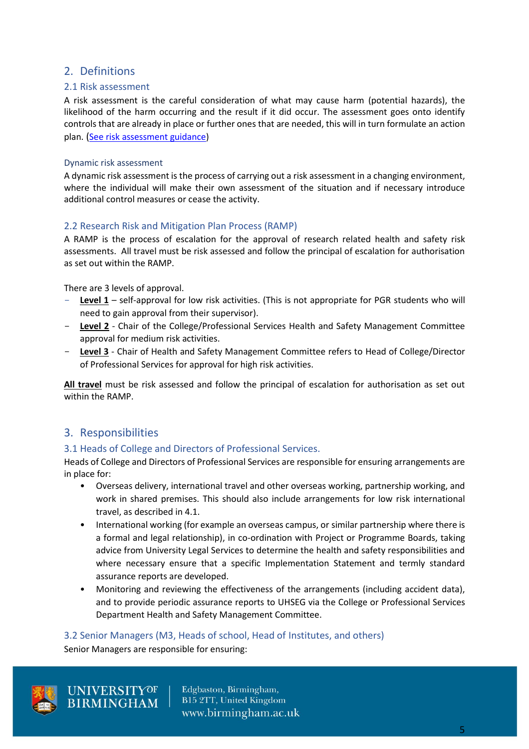## 2. Definitions

### 2.1 Risk assessment

A risk assessment is the careful consideration of what may cause harm (potential hazards), the likelihood of the harm occurring and the result if it did occur. The assessment goes onto identify controls that are already in place or further ones that are needed, this will in turn formulate an action plan. (See risk assessment guidance)

#### Dynamic risk assessment

A dynamic risk assessment is the process of carrying out a risk assessment in a changing environment, where the individual will make their own assessment of the situation and if necessary introduce additional control measures or cease the activity.

### 2.2 Research Risk and Mitigation Plan Process (RAMP)

A RAMP is the process of escalation for the approval of research related health and safety risk assessments. All travel must be risk assessed and follow the principal of escalation for authorisation as set out within the RAMP.

There are 3 levels of approval.

- **Level 1** – self-approval for low risk activities. (This is not appropriate for PGR students who will need to gain approval from their supervisor).
- **Level 2** - Chair of the College/Professional Services Health and Safety Management Committee approval for medium risk activities.
- **Level 3** - Chair of Health and Safety Management Committee refers to Head of College/Director of Professional Services for approval for high risk activities.

**All travel** must be risk assessed and follow the principal of escalation for authorisation as set out within the RAMP.

## 3. Responsibilities

### 3.1 Heads of College and Directors of Professional Services.

Heads of College and Directors of Professional Services are responsible for ensuring arrangements are in place for:

- Overseas delivery, international travel and other overseas working, partnership working, and work in shared premises. This should also include arrangements for low risk international travel, as described in 4.1.
- International working (for example an overseas campus, or similar partnership where there is a formal and legal relationship), in co-ordination with Project or Programme Boards, taking advice from University Legal Services to determine the health and safety responsibilities and where necessary ensure that a specific Implementation Statement and termly standard assurance reports are developed.
- Monitoring and reviewing the effectiveness of the arrangements (including accident data), and to provide periodic assurance reports to UHSEG via the College or Professional Services Department Health and Safety Management Committee.

### 3.2 Senior Managers (M3, Heads of school, Head of Institutes, and others)

Senior Managers are responsible for ensuring: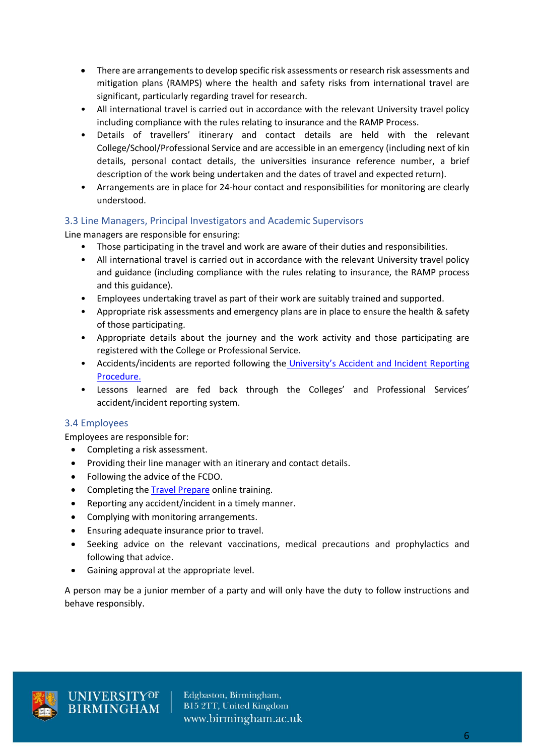- There are arrangements to develop specific risk assessments or research risk assessments and mitigation plans (RAMPS) where the health and safety risks from international travel are significant, particularly regarding travel for research.
- All international travel is carried out in accordance with the relevant University travel policy including compliance with the rules relating to insurance and the RAMP Process.
- Details of travellers' itinerary and contact details are held with the relevant College/School/Professional Service and are accessible in an emergency (including next of kin details, personal contact details, the universities insurance reference number, a brief description of the work being undertaken and the dates of travel and expected return).
- Arrangements are in place for 24-hour contact and responsibilities for monitoring are clearly understood.

### 3.3 Line Managers, Principal Investigators and Academic Supervisors

Line managers are responsible for ensuring:

- Those participating in the travel and work are aware of their duties and responsibilities.
- All international travel is carried out in accordance with the relevant University travel policy and guidance (including compliance with the rules relating to insurance, the RAMP process and this guidance).
- Employees undertaking travel as part of their work are suitably trained and supported.
- Appropriate risk assessments and emergency plans are in place to ensure the health & safety of those participating.
- Appropriate details about the journey and the work activity and those participating are registered with the College or Professional Service.
- Accidents/incidents are reported following the University's Accident and Incident Reporting Procedure.
- Lessons learned are fed back through the Colleges' and Professional Services' accident/incident reporting system.

### 3.4 Employees

Employees are responsible for:

- Completing a risk assessment.
- Providing their line manager with an itinerary and contact details.
- Following the advice of the FCDO.
- Completing the Travel Prepare online training.
- Reporting any accident/incident in a timely manner.
- Complying with monitoring arrangements.
- Ensuring adequate insurance prior to travel.
- Seeking advice on the relevant vaccinations, medical precautions and prophylactics and following that advice.
- Gaining approval at the appropriate level.

A person may be a junior member of a party and will only have the duty to follow instructions and behave responsibly.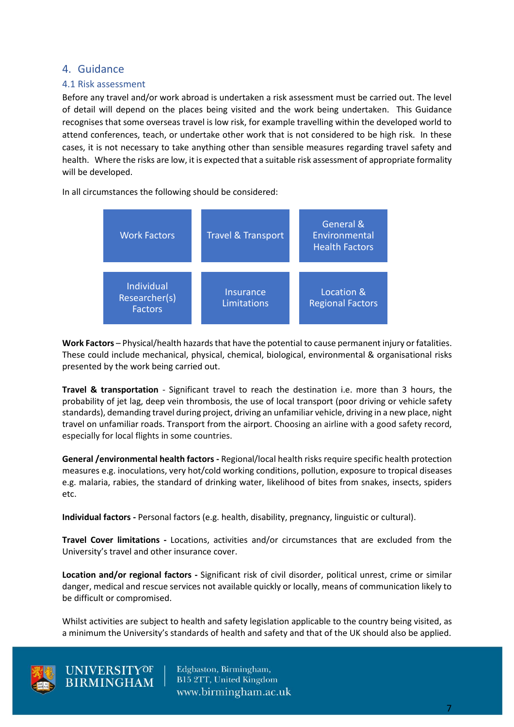## 4. Guidance

### 4.1 Risk assessment

Before any travel and/or work abroad is undertaken a risk assessment must be carried out. The level of detail will depend on the places being visited and the work being undertaken. This Guidance recognises that some overseas travel is low risk, for example travelling within the developed world to attend conferences, teach, or undertake other work that is not considered to be high risk. In these cases, it is not necessary to take anything other than sensible measures regarding travel safety and health. Where the risks are low, it is expected that a suitable risk assessment of appropriate formality will be developed.

In all circumstances the following should be considered:

| | | |
|---|---|---|
| Work Factors | Travel & Transport | General & Environmental Health Factors |
| Individual Researcher(s) Factors | Insurance Limitations | Location & Regional Factors |

**Work Factors** – Physical/health hazards that have the potential to cause permanent injury or fatalities. These could include mechanical, physical, chemical, biological, environmental & organisational risks presented by the work being carried out.

**Travel & transportation** - Significant travel to reach the destination i.e. more than 3 hours, the probability of jet lag, deep vein thrombosis, the use of local transport (poor driving or vehicle safety standards), demanding travel during project, driving an unfamiliar vehicle, driving in a new place, night travel on unfamiliar roads. Transport from the airport. Choosing an airline with a good safety record, especially for local flights in some countries.

**General /environmental health factors -** Regional/local health risks require specific health protection measures e.g. inoculations, very hot/cold working conditions, pollution, exposure to tropical diseases e.g. malaria, rabies, the standard of drinking water, likelihood of bites from snakes, insects, spiders etc.

**Individual factors -** Personal factors (e.g. health, disability, pregnancy, linguistic or cultural).

**Travel Cover limitations -** Locations, activities and/or circumstances that are excluded from the University's travel and other insurance cover.

**Location and/or regional factors -** Significant risk of civil disorder, political unrest, crime or similar danger, medical and rescue services not available quickly or locally, means of communication likely to be difficult or compromised.

Whilst activities are subject to health and safety legislation applicable to the country being visited, as a minimum the University's standards of health and safety and that of the UK should also be applied.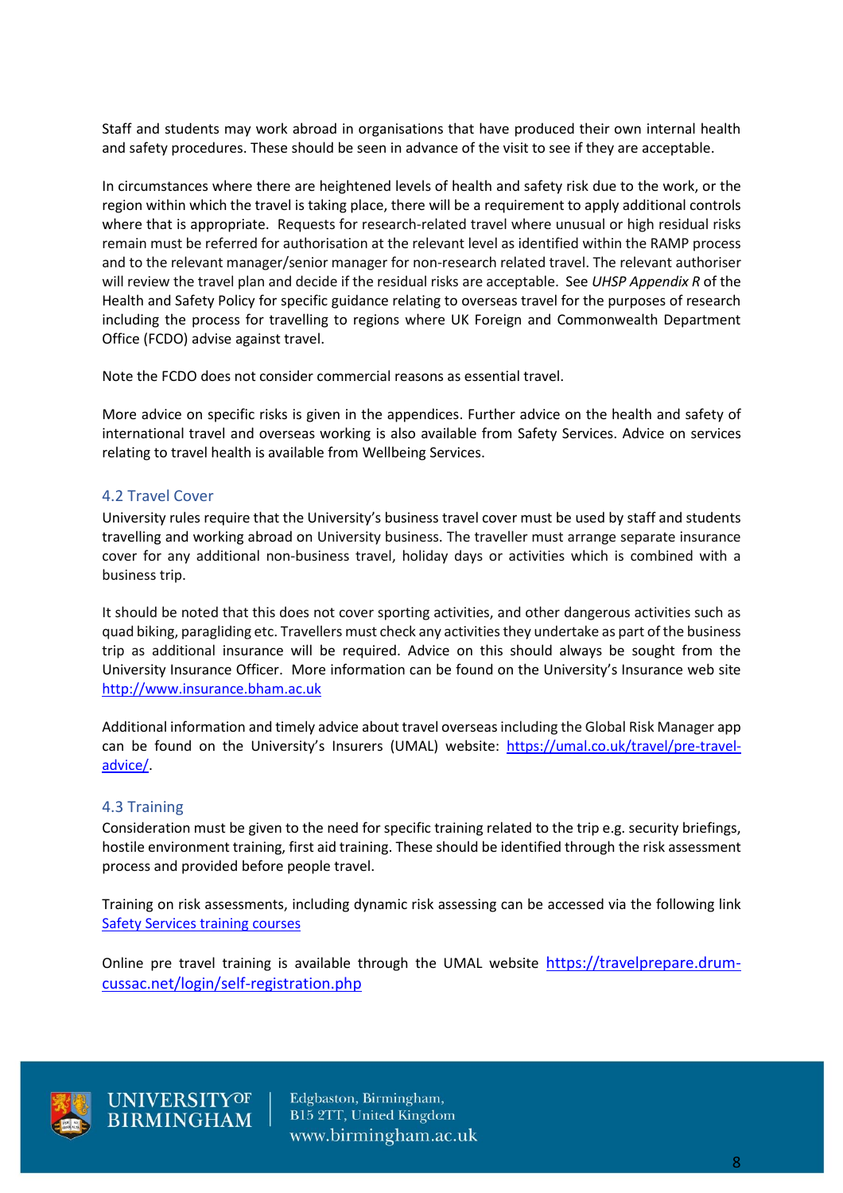Staff and students may work abroad in organisations that have produced their own internal health and safety procedures. These should be seen in advance of the visit to see if they are acceptable.

In circumstances where there are heightened levels of health and safety risk due to the work, or the region within which the travel is taking place, there will be a requirement to apply additional controls where that is appropriate. Requests for research-related travel where unusual or high residual risks remain must be referred for authorisation at the relevant level as identified within the RAMP process and to the relevant manager/senior manager for non-research related travel. The relevant authoriser will review the travel plan and decide if the residual risks are acceptable. See *UHSP Appendix R* of the Health and Safety Policy for specific guidance relating to overseas travel for the purposes of research including the process for travelling to regions where UK Foreign and Commonwealth Department Office (FCDO) advise against travel.

Note the FCDO does not consider commercial reasons as essential travel.

More advice on specific risks is given in the appendices. Further advice on the health and safety of international travel and overseas working is also available from Safety Services. Advice on services relating to travel health is available from Wellbeing Services.

### 4.2 Travel Cover

University rules require that the University's business travel cover must be used by staff and students travelling and working abroad on University business. The traveller must arrange separate insurance cover for any additional non-business travel, holiday days or activities which is combined with a business trip.

It should be noted that this does not cover sporting activities, and other dangerous activities such as quad biking, paragliding etc. Travellers must check any activities they undertake as part of the business trip as additional insurance will be required. Advice on this should always be sought from the University Insurance Officer. More information can be found on the University's Insurance web site [http://www.insurance.bham.ac.uk](http://www.insurance.bham.ac.uk)

Additional information and timely advice about travel overseas including the Global Risk Manager app can be found on the University's Insurers (UMAL) website: [https://umal.co.uk/travel/pre-travel-advice/](https://umal.co.uk/travel/pre-travel-advice/).

### 4.3 Training

Consideration must be given to the need for specific training related to the trip e.g. security briefings, hostile environment training, first aid training. These should be identified through the risk assessment process and provided before people travel.

Training on risk assessments, including dynamic risk assessing can be accessed via the following link Safety Services training courses

Online pre travel training is available through the UMAL website [https://travelprepare.drum-cussac.net/login/self-registration.php](https://travelprepare.drum-cussac.net/login/self-registration.php)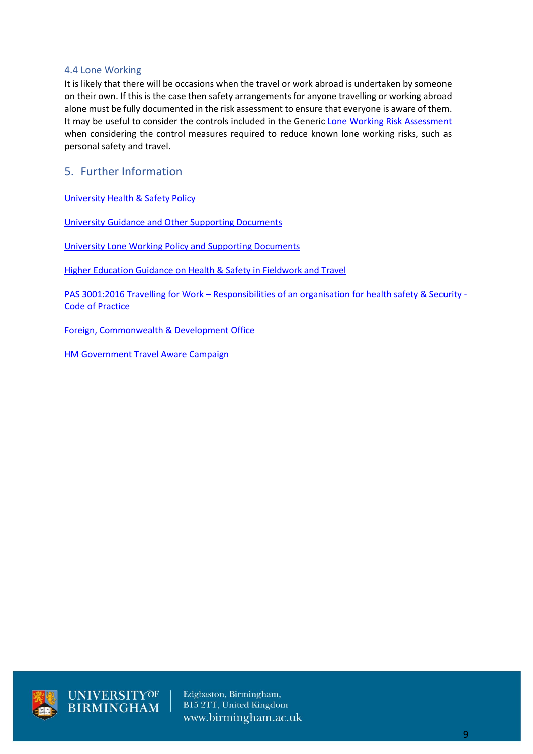### 4.4 Lone Working

It is likely that there will be occasions when the travel or work abroad is undertaken by someone on their own. If this is the case then safety arrangements for anyone travelling or working abroad alone must be fully documented in the risk assessment to ensure that everyone is aware of them. It may be useful to consider the controls included in the Generic Lone Working Risk Assessment when considering the control measures required to reduce known lone working risks, such as personal safety and travel.

## 5. Further Information

University Health & Safety Policy

University Guidance and Other Supporting Documents

University Lone Working Policy and Supporting Documents

Higher Education Guidance on Health & Safety in Fieldwork and Travel

PAS 3001:2016 Travelling for Work – Responsibilities of an organisation for health safety & Security - Code of Practice

Foreign, Commonwealth & Development Office

HM Government Travel Aware Campaign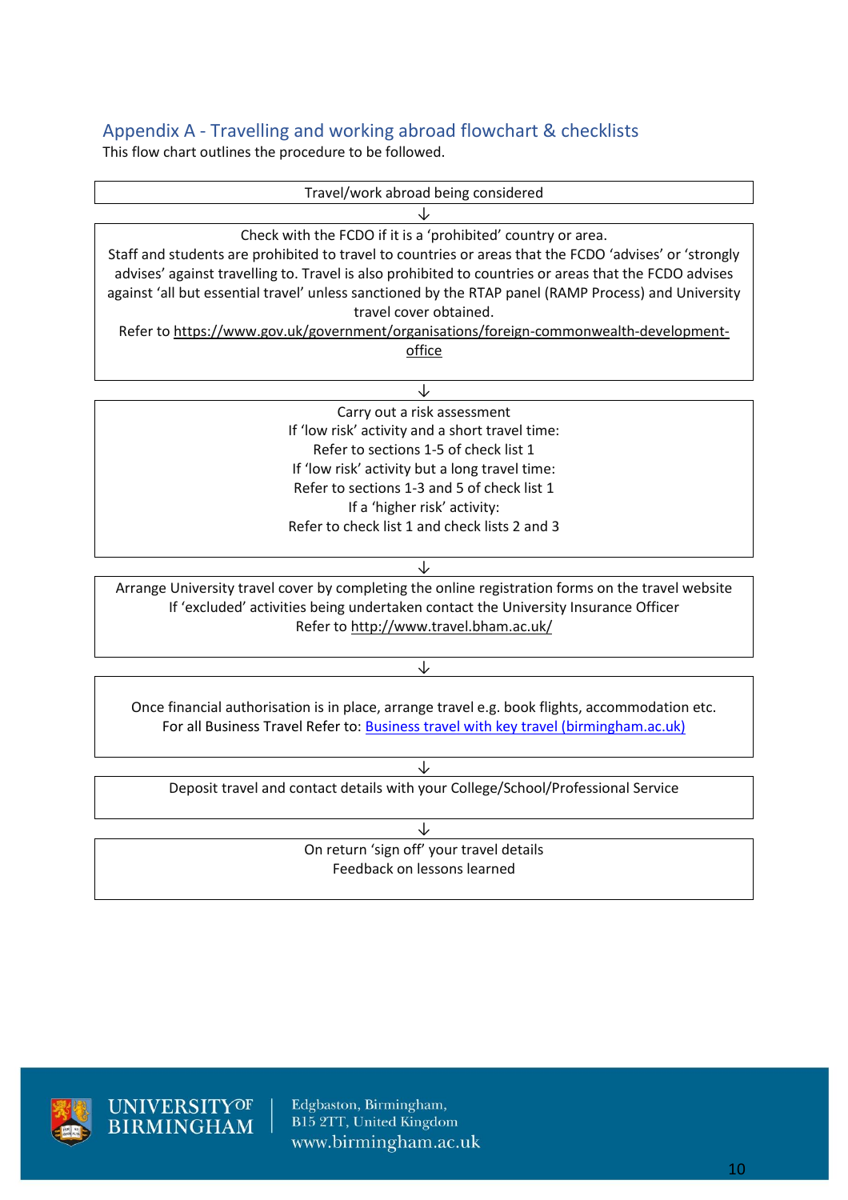## Appendix A - Travelling and working abroad flowchart & checklists

This flow chart outlines the procedure to be followed.

Travel/work abroad being considered

↓

Check with the FCDO if it is a 'prohibited' country or area.
Staff and students are prohibited to travel to countries or areas that the FCDO 'advises' or 'strongly advises' against travelling to. Travel is also prohibited to countries or areas that the FCDO advises against 'all but essential travel' unless sanctioned by the RTAP panel (RAMP Process) and University travel cover obtained.
Refer to https://www.gov.uk/government/organisations/foreign-commonwealth-development-office

↓

Carry out a risk assessment
If 'low risk' activity and a short travel time:
Refer to sections 1-5 of check list 1
If 'low risk' activity but a long travel time:
Refer to sections 1-3 and 5 of check list 1
If a 'higher risk' activity:
Refer to check list 1 and check lists 2 and 3

↓

Arrange University travel cover by completing the online registration forms on the travel website
If 'excluded' activities being undertaken contact the University Insurance Officer
Refer to http://www.travel.bham.ac.uk/

↓

Once financial authorisation is in place, arrange travel e.g. book flights, accommodation etc.
For all Business Travel Refer to: Business travel with key travel (birmingham.ac.uk)

↓

Deposit travel and contact details with your College/School/Professional Service

↓

On return 'sign off' your travel details
Feedback on lessons learned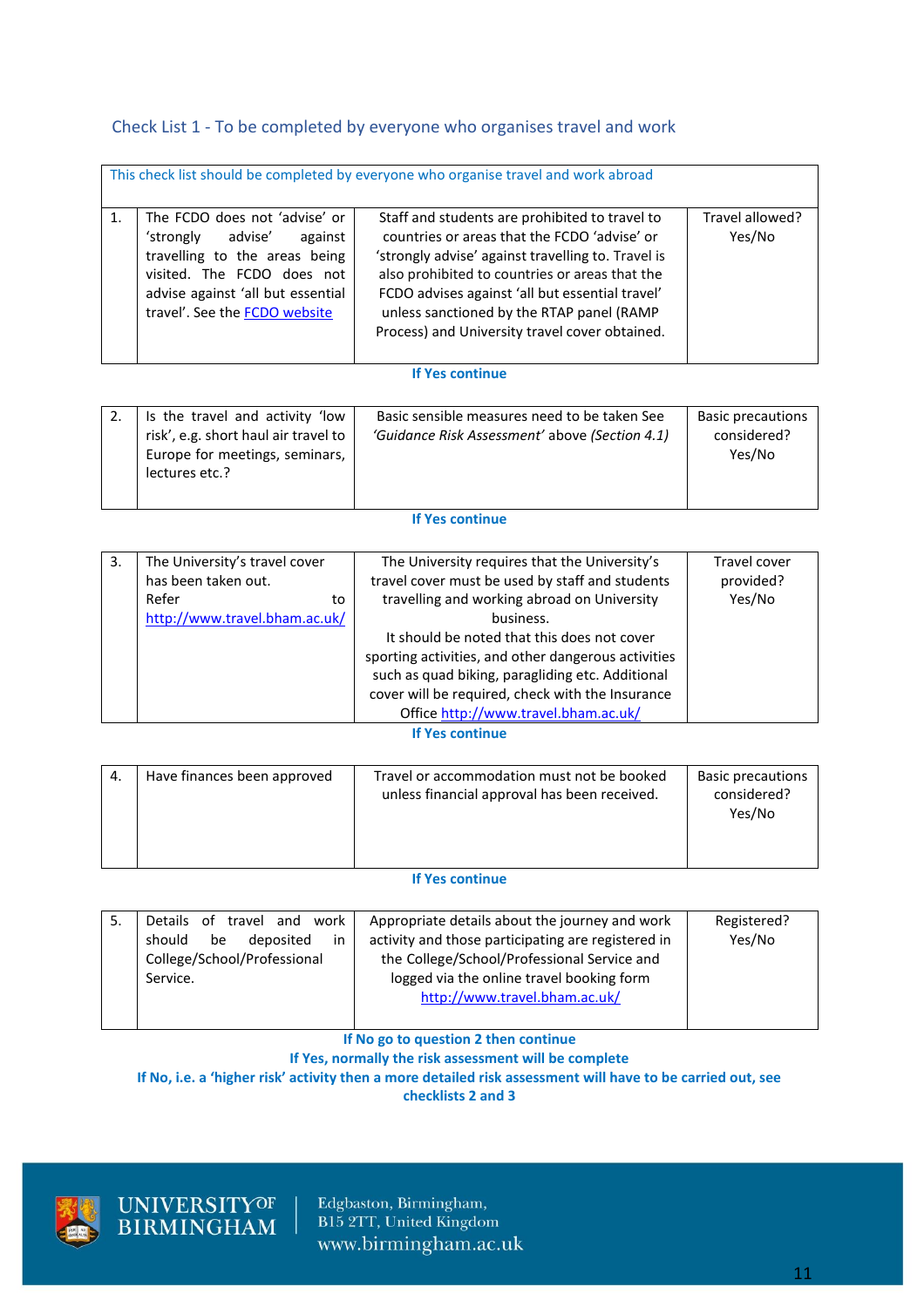## Check List 1 - To be completed by everyone who organises travel and work

| This check list should be completed by everyone who organise travel and work abroad | | | |
|---|---|---|---|
| 1. | The FCDO does not 'advise' or 'strongly advise' against travelling to the areas being visited. The FCDO does not advise against 'all but essential travel'. See the [FCDO website]() | Staff and students are prohibited to travel to countries or areas that the FCDO 'advise' or 'strongly advise' against travelling to. Travel is also prohibited to countries or areas that the FCDO advises against 'all but essential travel' unless sanctioned by the RTAP panel (RAMP Process) and University travel cover obtained. | Travel allowed? Yes/No |

**If Yes continue**

| | | | |
|---|---|---|---|
| 2. | Is the travel and activity 'low risk', e.g. short haul air travel to Europe for meetings, seminars, lectures etc.? | Basic sensible measures need to be taken See *'Guidance Risk Assessment'* above *(Section 4.1)* | Basic precautions considered? Yes/No |

**If Yes continue**

| | | | |
|---|---|---|---|
| 3. | The University's travel cover has been taken out. Refer to http://www.travel.bham.ac.uk/ | The University requires that the University's travel cover must be used by staff and students travelling and working abroad on University business. It should be noted that this does not cover sporting activities, and other dangerous activities such as quad biking, paragliding etc. Additional cover will be required, check with the Insurance Office http://www.travel.bham.ac.uk/ | Travel cover provided? Yes/No |

**If Yes continue**

| | | | |
|---|---|---|---|
| 4. | Have finances been approved | Travel or accommodation must not be booked unless financial approval has been received. | Basic precautions considered? Yes/No |

**If Yes continue**

| | | | |
|---|---|---|---|
| 5. | Details of travel and work should be deposited in College/School/Professional Service. | Appropriate details about the journey and work activity and those participating are registered in the College/School/Professional Service and logged via the online travel booking form http://www.travel.bham.ac.uk/ | Registered? Yes/No |

**If No go to question 2 then continue**
**If Yes, normally the risk assessment will be complete**
**If No, i.e. a 'higher risk' activity then a more detailed risk assessment will have to be carried out, see checklists 2 and 3**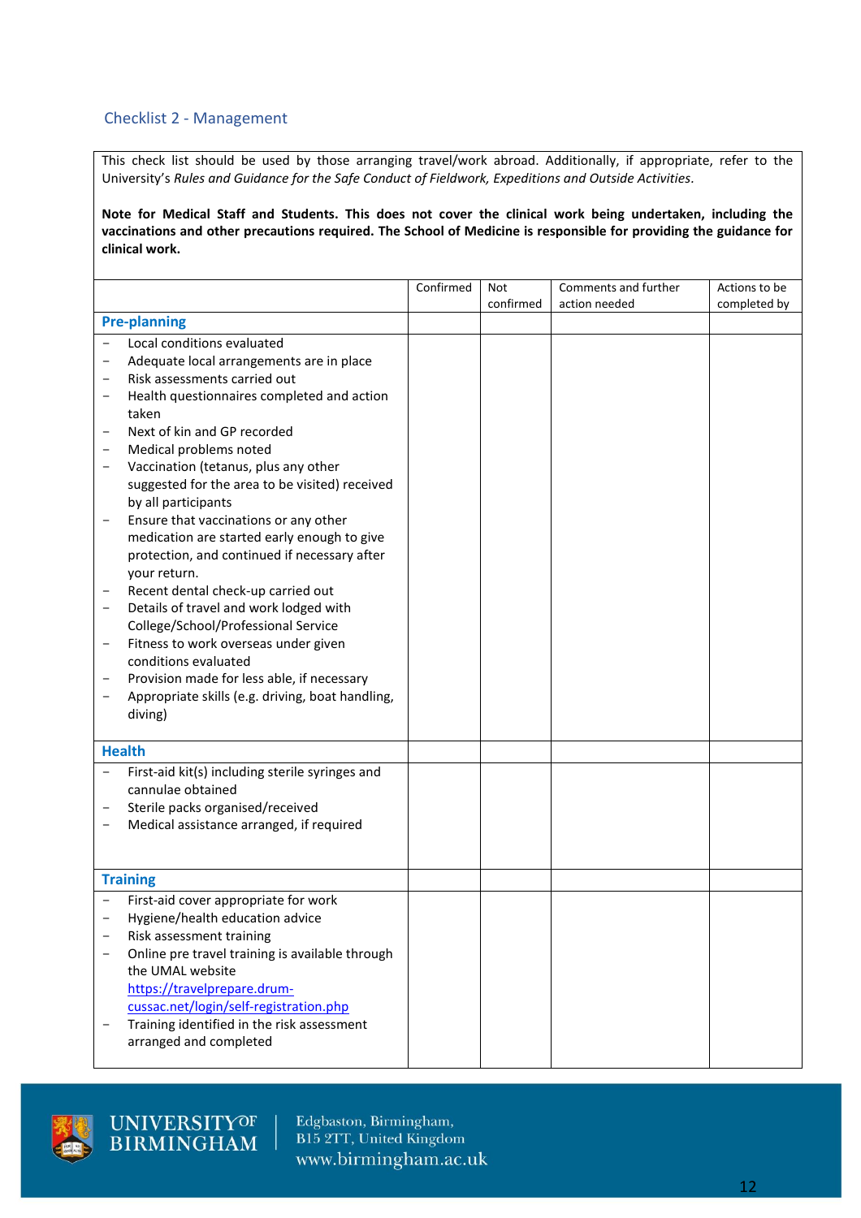## Checklist 2 - Management

This check list should be used by those arranging travel/work abroad. Additionally, if appropriate, refer to the University's *Rules and Guidance for the Safe Conduct of Fieldwork, Expeditions and Outside Activities*.

**Note for Medical Staff and Students. This does not cover the clinical work being undertaken, including the vaccinations and other precautions required. The School of Medicine is responsible for providing the guidance for clinical work.**

| | Confirmed | Not confirmed | Comments and further action needed | Actions to be completed by |
|---|---|---|---|---|
| **Pre-planning** | | | | |
| – Local conditions evaluated<br>– Adequate local arrangements are in place<br>– Risk assessments carried out<br>– Health questionnaires completed and action taken<br>– Next of kin and GP recorded<br>– Medical problems noted<br>– Vaccination (tetanus, plus any other suggested for the area to be visited) received by all participants<br>– Ensure that vaccinations or any other medication are started early enough to give protection, and continued if necessary after your return.<br>– Recent dental check-up carried out<br>– Details of travel and work lodged with College/School/Professional Service<br>– Fitness to work overseas under given conditions evaluated<br>– Provision made for less able, if necessary<br>– Appropriate skills (e.g. driving, boat handling, diving) | | | | |
| **Health** | | | | |
| – First-aid kit(s) including sterile syringes and cannulae obtained<br>– Sterile packs organised/received<br>– Medical assistance arranged, if required | | | | |
| **Training** | | | | |
| – First-aid cover appropriate for work<br>– Hygiene/health education advice<br>– Risk assessment training<br>– Online pre travel training is available through the UMAL website https://travelprepare.drum-cussac.net/login/self-registration.php<br>– Training identified in the risk assessment arranged and completed | | | | |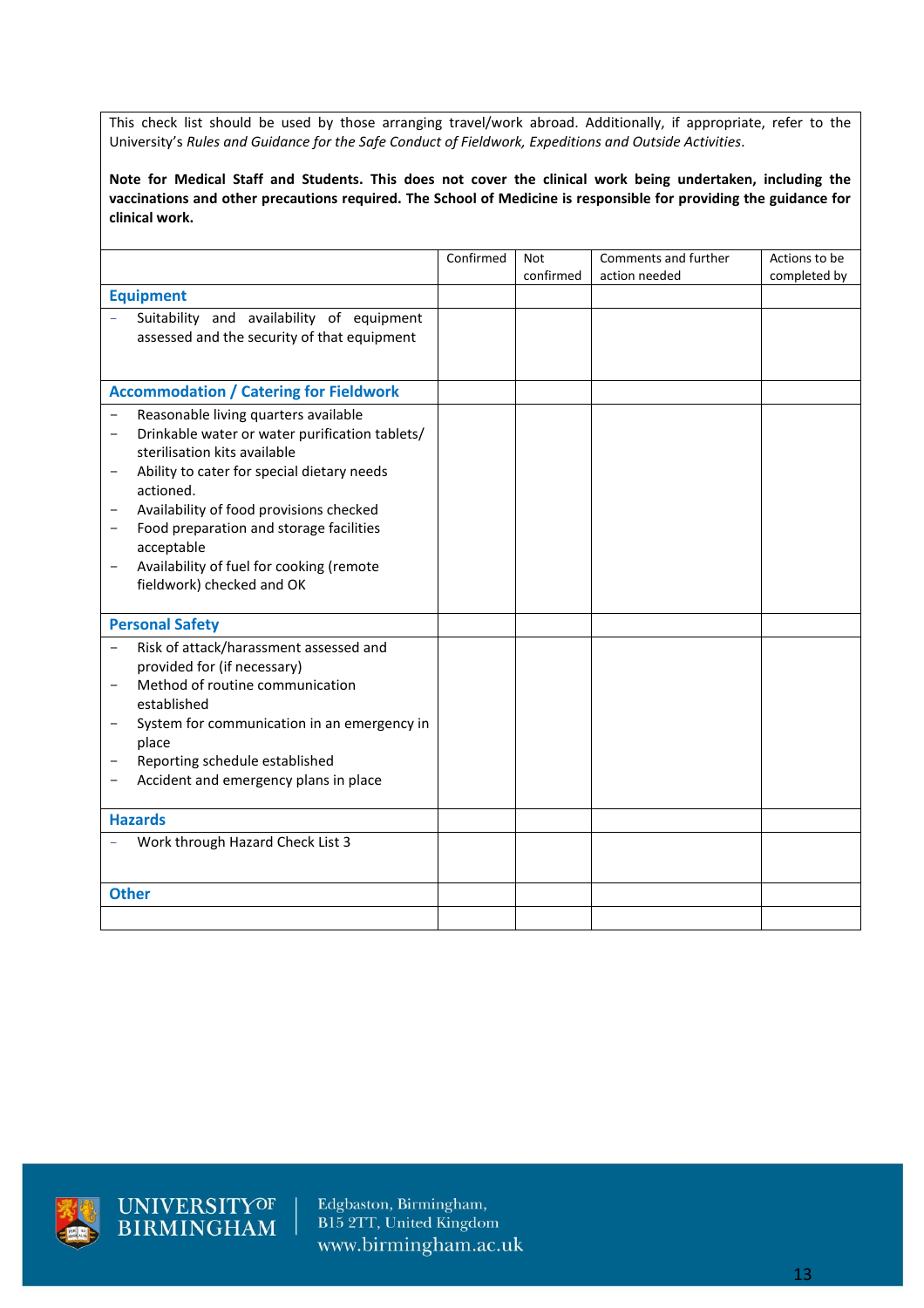This check list should be used by those arranging travel/work abroad. Additionally, if appropriate, refer to the University's *Rules and Guidance for the Safe Conduct of Fieldwork, Expeditions and Outside Activities*.

**Note for Medical Staff and Students. This does not cover the clinical work being undertaken, including the vaccinations and other precautions required. The School of Medicine is responsible for providing the guidance for clinical work.**

| | Confirmed | Not confirmed | Comments and further action needed | Actions to be completed by |
|---|---|---|---|---|
| **Equipment** | | | | |
| – Suitability and availability of equipment assessed and the security of that equipment | | | | |
| **Accommodation / Catering for Fieldwork** | | | | |
| – Reasonable living quarters available<br>– Drinkable water or water purification tablets/ sterilisation kits available<br>– Ability to cater for special dietary needs actioned.<br>– Availability of food provisions checked<br>– Food preparation and storage facilities acceptable<br>– Availability of fuel for cooking (remote fieldwork) checked and OK | | | | |
| **Personal Safety** | | | | |
| – Risk of attack/harassment assessed and provided for (if necessary)<br>– Method of routine communication established<br>– System for communication in an emergency in place<br>– Reporting schedule established<br>– Accident and emergency plans in place | | | | |
| **Hazards** | | | | |
| – Work through Hazard Check List 3 | | | | |
| **Other** | | | | |
| | | | | |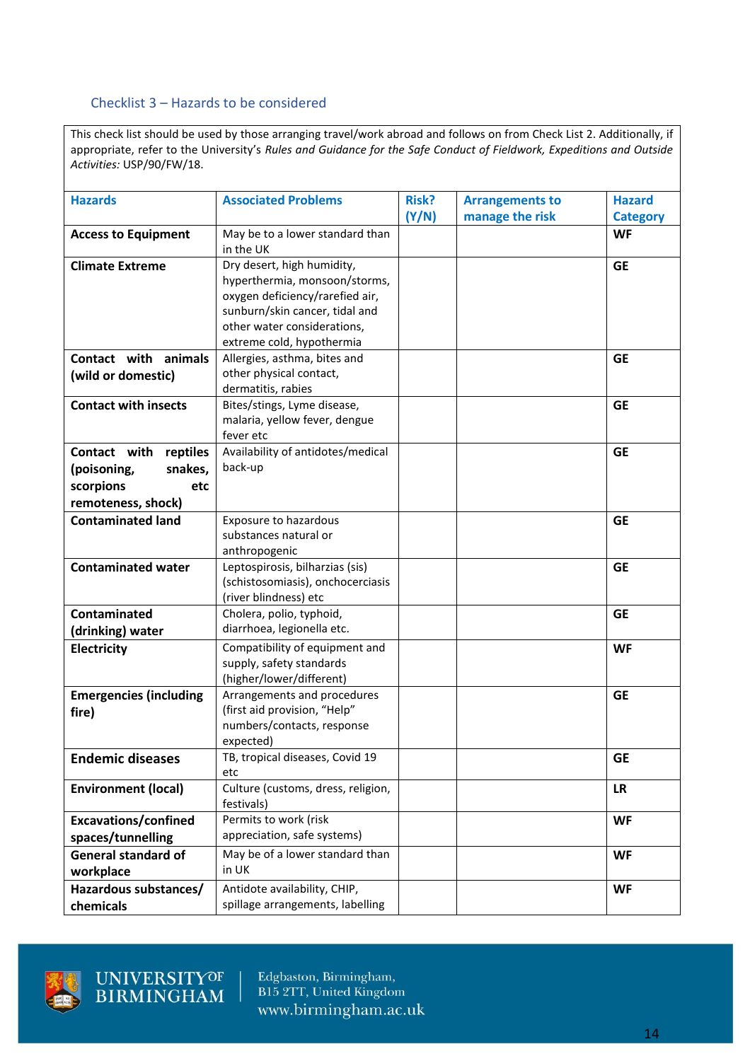## Checklist 3 – Hazards to be considered

This check list should be used by those arranging travel/work abroad and follows on from Check List 2. Additionally, if appropriate, refer to the University's *Rules and Guidance for the Safe Conduct of Fieldwork, Expeditions and Outside Activities:* USP/90/FW/18.

| Hazards | Associated Problems | Risk? (Y/N) | Arrangements to manage the risk | Hazard Category |
|---|---|---|---|---|
| **Access to Equipment** | May be to a lower standard than in the UK | | | **WF** |
| **Climate Extreme** | Dry desert, high humidity, hyperthermia, monsoon/storms, oxygen deficiency/rarefied air, sunburn/skin cancer, tidal and other water considerations, extreme cold, hypothermia | | | **GE** |
| **Contact with animals (wild or domestic)** | Allergies, asthma, bites and other physical contact, dermatitis, rabies | | | **GE** |
| **Contact with insects** | Bites/stings, Lyme disease, malaria, yellow fever, dengue fever etc | | | **GE** |
| **Contact with reptiles (poisoning, snakes, scorpions etc remoteness, shock)** | Availability of antidotes/medical back-up | | | **GE** |
| **Contaminated land** | Exposure to hazardous substances natural or anthropogenic | | | **GE** |
| **Contaminated water** | Leptospirosis, bilharzias (sis) (schistosomiasis), onchocerciasis (river blindness) etc | | | **GE** |
| **Contaminated (drinking) water** | Cholera, polio, typhoid, diarrhoea, legionella etc. | | | **GE** |
| **Electricity** | Compatibility of equipment and supply, safety standards (higher/lower/different) | | | **WF** |
| **Emergencies (including fire)** | Arrangements and procedures (first aid provision, "Help" numbers/contacts, response expected) | | | **GE** |
| **Endemic diseases** | TB, tropical diseases, Covid 19 etc | | | **GE** |
| **Environment (local)** | Culture (customs, dress, religion, festivals) | | | **LR** |
| **Excavations/confined spaces/tunnelling** | Permits to work (risk appreciation, safe systems) | | | **WF** |
| **General standard of workplace** | May be of a lower standard than in UK | | | **WF** |
| **Hazardous substances/ chemicals** | Antidote availability, CHIP, spillage arrangements, labelling | | | **WF** |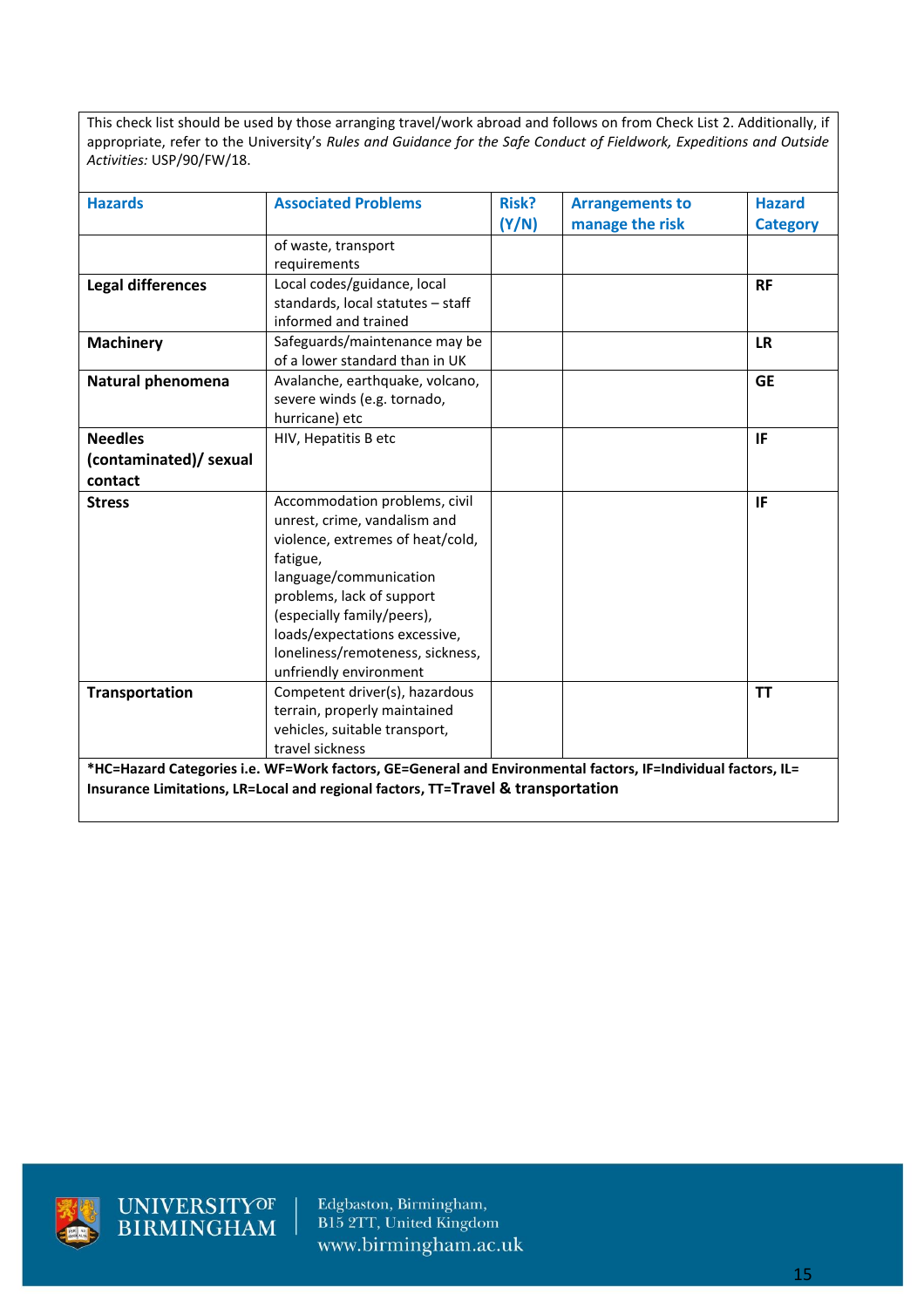This check list should be used by those arranging travel/work abroad and follows on from Check List 2. Additionally, if appropriate, refer to the University's *Rules and Guidance for the Safe Conduct of Fieldwork, Expeditions and Outside Activities:* USP/90/FW/18.

| Hazards | Associated Problems | Risk? (Y/N) | Arrangements to manage the risk | Hazard Category |
|---|---|---|---|---|
| | of waste, transport requirements | | | |
| **Legal differences** | Local codes/guidance, local standards, local statutes – staff informed and trained | | | **RF** |
| **Machinery** | Safeguards/maintenance may be of a lower standard than in UK | | | **LR** |
| **Natural phenomena** | Avalanche, earthquake, volcano, severe winds (e.g. tornado, hurricane) etc | | | **GE** |
| **Needles (contaminated)/ sexual contact** | HIV, Hepatitis B etc | | | **IF** |
| **Stress** | Accommodation problems, civil unrest, crime, vandalism and violence, extremes of heat/cold, fatigue, language/communication problems, lack of support (especially family/peers), loads/expectations excessive, loneliness/remoteness, sickness, unfriendly environment | | | **IF** |
| **Transportation** | Competent driver(s), hazardous terrain, properly maintained vehicles, suitable transport, travel sickness | | | **TT** |

**\*HC=Hazard Categories i.e. WF=Work factors, GE=General and Environmental factors, IF=Individual factors, IL= Insurance Limitations, LR=Local and regional factors, TT=Travel & transportation**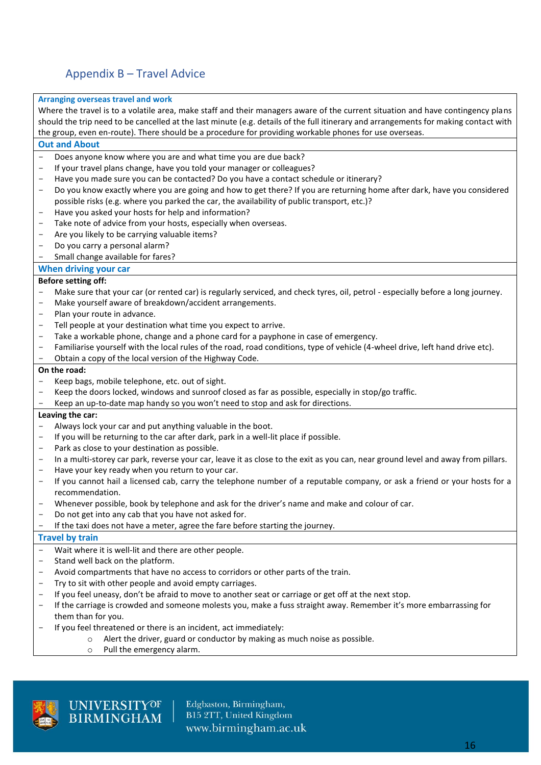## Appendix B – Travel Advice

### Arranging overseas travel and work

Where the travel is to a volatile area, make staff and their managers aware of the current situation and have contingency plans should the trip need to be cancelled at the last minute (e.g. details of the full itinerary and arrangements for making contact with the group, even en-route). There should be a procedure for providing workable phones for use overseas.

### Out and About

- Does anyone know where you are and what time you are due back?
- If your travel plans change, have you told your manager or colleagues?
- Have you made sure you can be contacted? Do you have a contact schedule or itinerary?
- Do you know exactly where you are going and how to get there? If you are returning home after dark, have you considered possible risks (e.g. where you parked the car, the availability of public transport, etc.)?
- Have you asked your hosts for help and information?
- Take note of advice from your hosts, especially when overseas.
- Are you likely to be carrying valuable items?
- Do you carry a personal alarm?
- Small change available for fares?

### When driving your car

**Before setting off:**

- Make sure that your car (or rented car) is regularly serviced, and check tyres, oil, petrol - especially before a long journey.
- Make yourself aware of breakdown/accident arrangements.
- Plan your route in advance.
- Tell people at your destination what time you expect to arrive.
- Take a workable phone, change and a phone card for a payphone in case of emergency.
- Familiarise yourself with the local rules of the road, road conditions, type of vehicle (4-wheel drive, left hand drive etc).
- Obtain a copy of the local version of the Highway Code.

**On the road:**

- Keep bags, mobile telephone, etc. out of sight.
- Keep the doors locked, windows and sunroof closed as far as possible, especially in stop/go traffic.
- Keep an up-to-date map handy so you won't need to stop and ask for directions.

**Leaving the car:**

- Always lock your car and put anything valuable in the boot.
- If you will be returning to the car after dark, park in a well-lit place if possible.
- Park as close to your destination as possible.
- In a multi-storey car park, reverse your car, leave it as close to the exit as you can, near ground level and away from pillars.
- Have your key ready when you return to your car.
- If you cannot hail a licensed cab, carry the telephone number of a reputable company, or ask a friend or your hosts for a recommendation.
- Whenever possible, book by telephone and ask for the driver's name and make and colour of car.
- Do not get into any cab that you have not asked for.
- If the taxi does not have a meter, agree the fare before starting the journey.

### Travel by train

- Wait where it is well-lit and there are other people.
- Stand well back on the platform.
- Avoid compartments that have no access to corridors or other parts of the train.
- Try to sit with other people and avoid empty carriages.
- If you feel uneasy, don't be afraid to move to another seat or carriage or get off at the next stop.
- If the carriage is crowded and someone molests you, make a fuss straight away. Remember it's more embarrassing for them than for you.
- If you feel threatened or there is an incident, act immediately:
    - Alert the driver, guard or conductor by making as much noise as possible.
    - Pull the emergency alarm.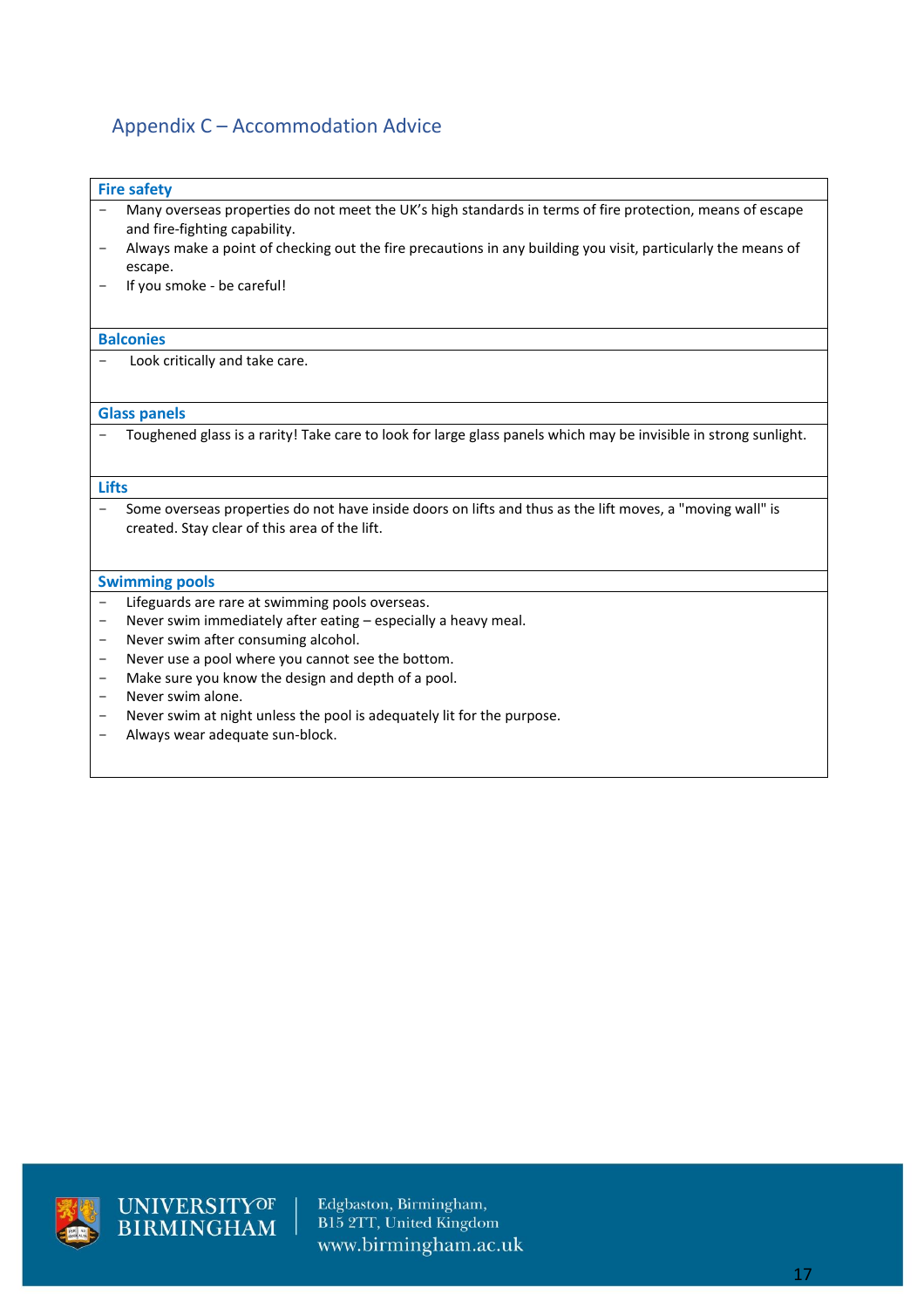## Appendix C – Accommodation Advice

### Fire safety

- Many overseas properties do not meet the UK's high standards in terms of fire protection, means of escape and fire-fighting capability.
- Always make a point of checking out the fire precautions in any building you visit, particularly the means of escape.
- If you smoke - be careful!

### Balconies

- Look critically and take care.

### Glass panels

- Toughened glass is a rarity! Take care to look for large glass panels which may be invisible in strong sunlight.

### Lifts

- Some overseas properties do not have inside doors on lifts and thus as the lift moves, a "moving wall" is created. Stay clear of this area of the lift.

### Swimming pools

- Lifeguards are rare at swimming pools overseas.
- Never swim immediately after eating – especially a heavy meal.
- Never swim after consuming alcohol.
- Never use a pool where you cannot see the bottom.
- Make sure you know the design and depth of a pool.
- Never swim alone.
- Never swim at night unless the pool is adequately lit for the purpose.
- Always wear adequate sun-block.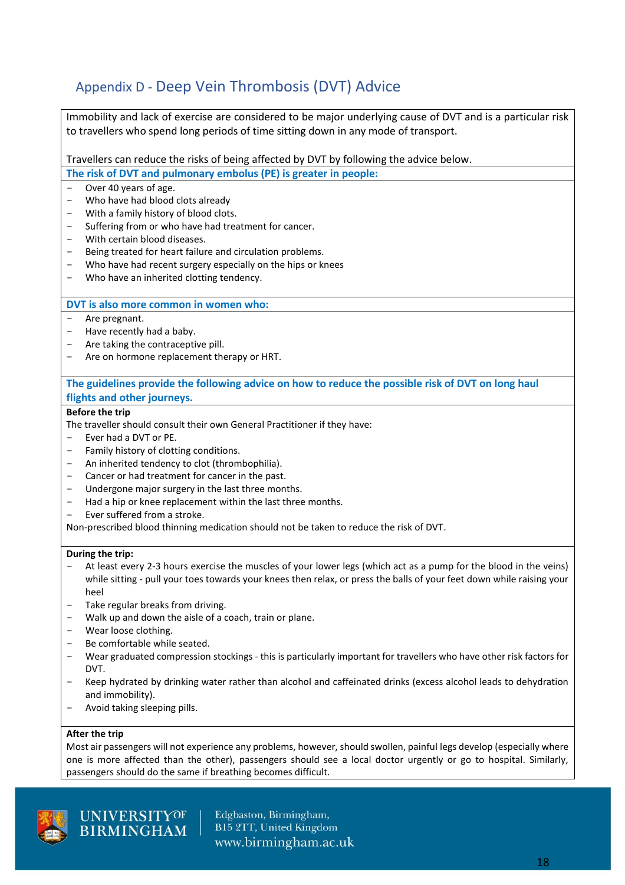## Appendix D - Deep Vein Thrombosis (DVT) Advice

Immobility and lack of exercise are considered to be major underlying cause of DVT and is a particular risk to travellers who spend long periods of time sitting down in any mode of transport.

Travellers can reduce the risks of being affected by DVT by following the advice below.

**The risk of DVT and pulmonary embolus (PE) is greater in people:**

- Over 40 years of age.
- Who have had blood clots already
- With a family history of blood clots.
- Suffering from or who have had treatment for cancer.
- With certain blood diseases.
- Being treated for heart failure and circulation problems.
- Who have had recent surgery especially on the hips or knees
- Who have an inherited clotting tendency.

**DVT is also more common in women who:**

- Are pregnant.
- Have recently had a baby.
- Are taking the contraceptive pill.
- Are on hormone replacement therapy or HRT.

**The guidelines provide the following advice on how to reduce the possible risk of DVT on long haul flights and other journeys.**

**Before the trip**

The traveller should consult their own General Practitioner if they have:

- Ever had a DVT or PE.
- Family history of clotting conditions.
- An inherited tendency to clot (thrombophilia).
- Cancer or had treatment for cancer in the past.
- Undergone major surgery in the last three months.
- Had a hip or knee replacement within the last three months.
- Ever suffered from a stroke.

Non-prescribed blood thinning medication should not be taken to reduce the risk of DVT.

**During the trip:**

- At least every 2-3 hours exercise the muscles of your lower legs (which act as a pump for the blood in the veins) while sitting - pull your toes towards your knees then relax, or press the balls of your feet down while raising your heel
- Take regular breaks from driving.
- Walk up and down the aisle of a coach, train or plane.
- Wear loose clothing.
- Be comfortable while seated.
- Wear graduated compression stockings - this is particularly important for travellers who have other risk factors for DVT.
- Keep hydrated by drinking water rather than alcohol and caffeinated drinks (excess alcohol leads to dehydration and immobility).
- Avoid taking sleeping pills.

**After the trip**

Most air passengers will not experience any problems, however, should swollen, painful legs develop (especially where one is more affected than the other), passengers should see a local doctor urgently or go to hospital. Similarly, passengers should do the same if breathing becomes difficult.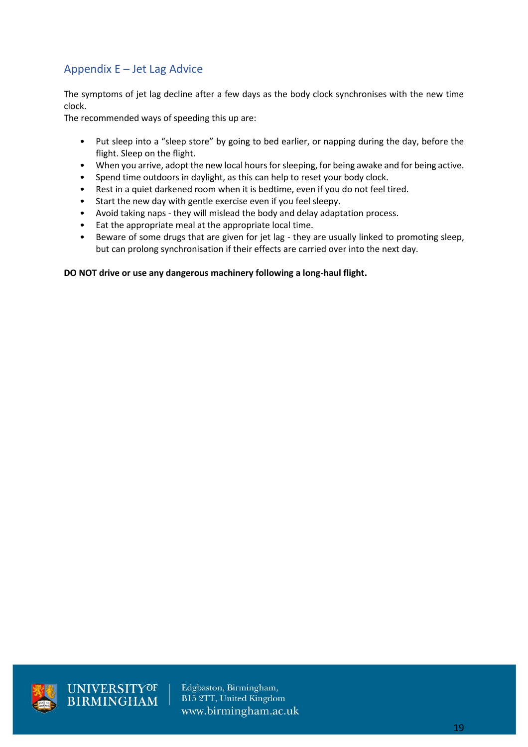## Appendix E – Jet Lag Advice

The symptoms of jet lag decline after a few days as the body clock synchronises with the new time clock.
The recommended ways of speeding this up are:

- Put sleep into a "sleep store" by going to bed earlier, or napping during the day, before the flight. Sleep on the flight.
- When you arrive, adopt the new local hours for sleeping, for being awake and for being active.
- Spend time outdoors in daylight, as this can help to reset your body clock.
- Rest in a quiet darkened room when it is bedtime, even if you do not feel tired.
- Start the new day with gentle exercise even if you feel sleepy.
- Avoid taking naps - they will mislead the body and delay adaptation process.
- Eat the appropriate meal at the appropriate local time.
- Beware of some drugs that are given for jet lag - they are usually linked to promoting sleep, but can prolong synchronisation if their effects are carried over into the next day.

**DO NOT drive or use any dangerous machinery following a long-haul flight.**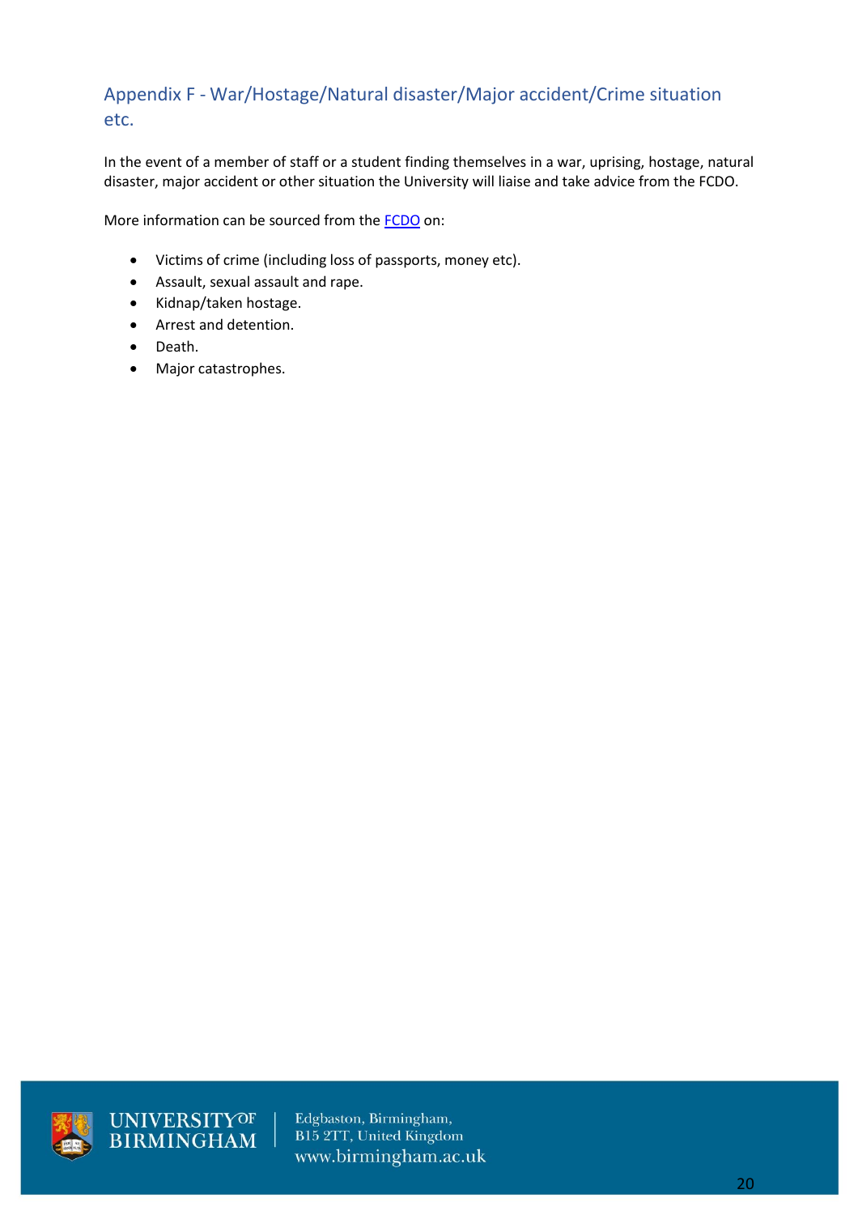## Appendix F - War/Hostage/Natural disaster/Major accident/Crime situation etc.

In the event of a member of staff or a student finding themselves in a war, uprising, hostage, natural disaster, major accident or other situation the University will liaise and take advice from the FCDO.

More information can be sourced from the [FCDO]() on:

- Victims of crime (including loss of passports, money etc).
- Assault, sexual assault and rape.
- Kidnap/taken hostage.
- Arrest and detention.
- Death.
- Major catastrophes.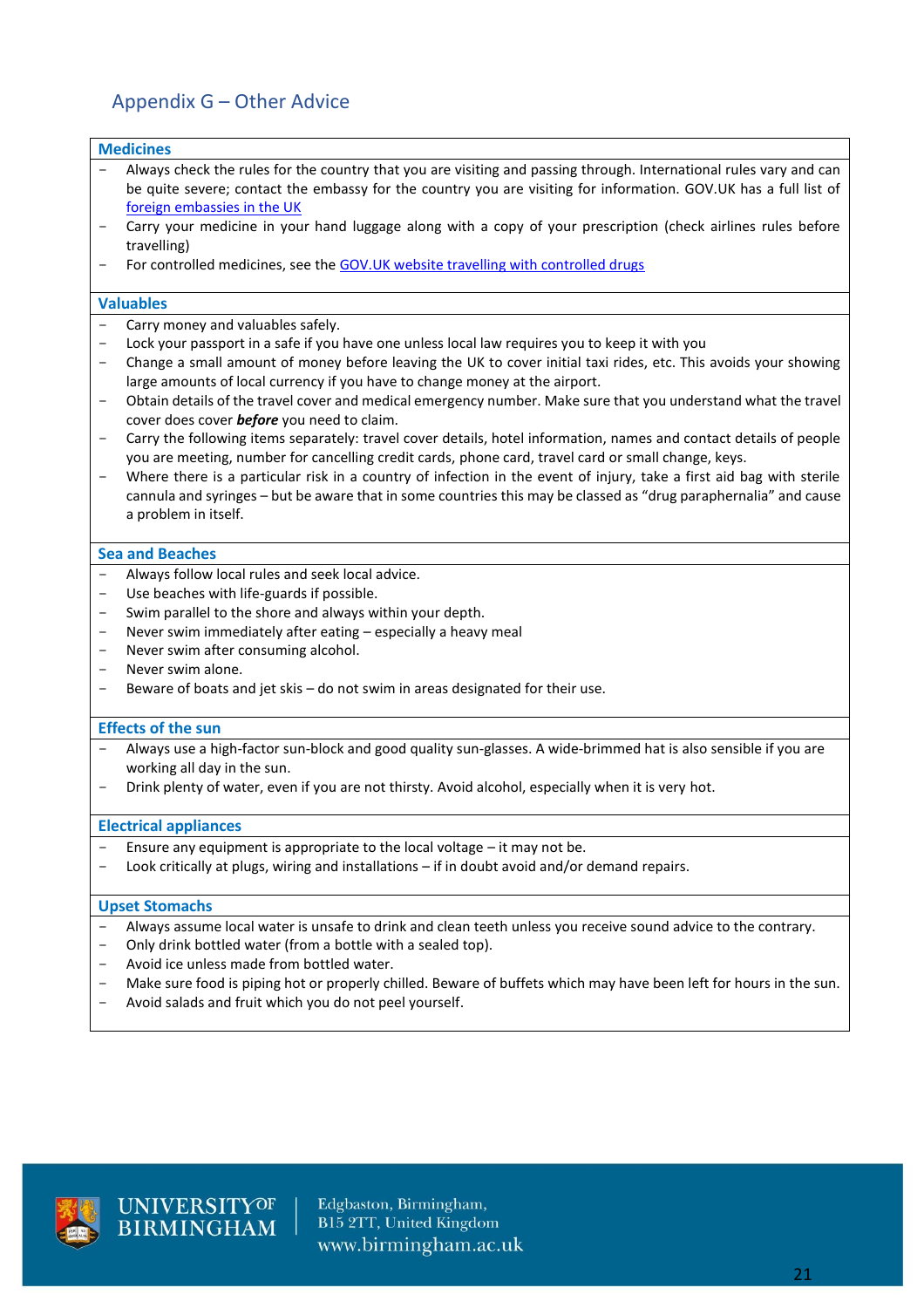## Appendix G – Other Advice

### Medicines

- Always check the rules for the country that you are visiting and passing through. International rules vary and can be quite severe; contact the embassy for the country you are visiting for information. GOV.UK has a full list of foreign embassies in the UK
- Carry your medicine in your hand luggage along with a copy of your prescription (check airlines rules before travelling)
- For controlled medicines, see the GOV.UK website travelling with controlled drugs

### Valuables

- Carry money and valuables safely.
- Lock your passport in a safe if you have one unless local law requires you to keep it with you
- Change a small amount of money before leaving the UK to cover initial taxi rides, etc. This avoids your showing large amounts of local currency if you have to change money at the airport.
- Obtain details of the travel cover and medical emergency number. Make sure that you understand what the travel cover does cover ***before*** you need to claim.
- Carry the following items separately: travel cover details, hotel information, names and contact details of people you are meeting, number for cancelling credit cards, phone card, travel card or small change, keys.
- Where there is a particular risk in a country of infection in the event of injury, take a first aid bag with sterile cannula and syringes – but be aware that in some countries this may be classed as "drug paraphernalia" and cause a problem in itself.

### Sea and Beaches

- Always follow local rules and seek local advice.
- Use beaches with life-guards if possible.
- Swim parallel to the shore and always within your depth.
- Never swim immediately after eating – especially a heavy meal
- Never swim after consuming alcohol.
- Never swim alone.
- Beware of boats and jet skis – do not swim in areas designated for their use.

### Effects of the sun

- Always use a high-factor sun-block and good quality sun-glasses. A wide-brimmed hat is also sensible if you are working all day in the sun.
- Drink plenty of water, even if you are not thirsty. Avoid alcohol, especially when it is very hot.

### Electrical appliances

- Ensure any equipment is appropriate to the local voltage – it may not be.
- Look critically at plugs, wiring and installations – if in doubt avoid and/or demand repairs.

### Upset Stomachs

- Always assume local water is unsafe to drink and clean teeth unless you receive sound advice to the contrary.
- Only drink bottled water (from a bottle with a sealed top).
- Avoid ice unless made from bottled water.
- Make sure food is piping hot or properly chilled. Beware of buffets which may have been left for hours in the sun.
- Avoid salads and fruit which you do not peel yourself.